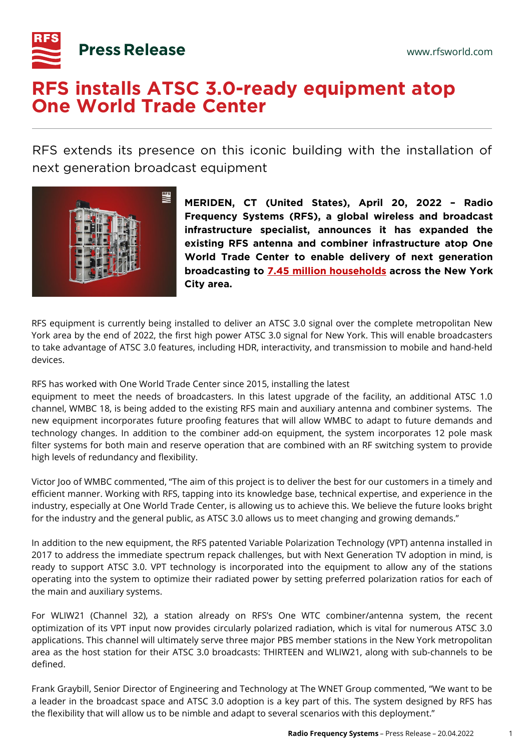# RFS installs ATSC 3.0-ready equipment atop One World Trade Center

RFS extends its presence on this iconic building with the installation of next generation broadcast equipment

**MERIDEN, CT (United States), April 20, 2022 – Radio Frequency Systems (RFS), a global wireless and broadcast infrastructure specialist, announces it has expanded the existing RFS antenna and combiner infrastructure atop One World Trade Center to enable delivery of next generation broadcasting to 7.45 million households across the New York City area.**

RFS equipment is currently being installed to deliver an ATSC 3.0 signal over the complete metropolitan New York area by the end of 2022, the first high power ATSC 3.0 signal for New York. This will enable broadcasters to take advantage of ATSC 3.0 features, including HDR, interactivity, and transmission to mobile and hand-held devices.

RFS has worked with One World Trade Center since 2015, installing the latest equipment to meet the needs of broadcasters. In this latest upgrade of the facility, an additional ATSC 1.0 channel, WMBC 18, is being added to the existing RFS main and auxiliary antenna and combiner systems. The new equipment incorporates future proofing features that will allow WMBC to adapt to future demands and technology changes. In addition to the combiner add-on equipment, the system incorporates 12 pole mask filter systems for both main and reserve operation that are combined with an RF switching system to provide high levels of redundancy and flexibility.

Victor Joo of WMBC commented, "The aim of this project is to deliver the best for our customers in a timely and efficient manner. Working with RFS, tapping into its knowledge base, technical expertise, and experience in the industry, especially at One World Trade Center, is allowing us to achieve this. We believe the future looks bright for the industry and the general public, as ATSC 3.0 allows us to meet changing and growing demands."

In addition to the new equipment, the RFS patented Variable Polarization Technology (VPT) antenna installed in 2017 to address the immediate spectrum repack challenges, but with Next Generation TV adoption in mind, is ready to support ATSC 3.0. VPT technology is incorporated into the equipment to allow any of the stations operating into the system to optimize their radiated power by setting preferred polarization ratios for each of the main and auxiliary systems.

For WLIW21 (Channel 32), a station already on RFS's One WTC combiner/antenna system, the recent optimization of its VPT input now provides circularly polarized radiation, which is vital for numerous ATSC 3.0 applications. This channel will ultimately serve three major PBS member stations in the New York metropolitan area as the host station for their ATSC 3.0 broadcasts: THIRTEEN and WLIW21, along with sub-channels to be defined.

Frank Graybill, Senior Director of Engineering and Technology at The WNET Group commented, "We want to be a leader in the broadcast space and ATSC 3.0 adoption is a key part of this. The system designed by RFS has the flexibility that will allow us to be nimble and adapt to several scenarios with this deployment."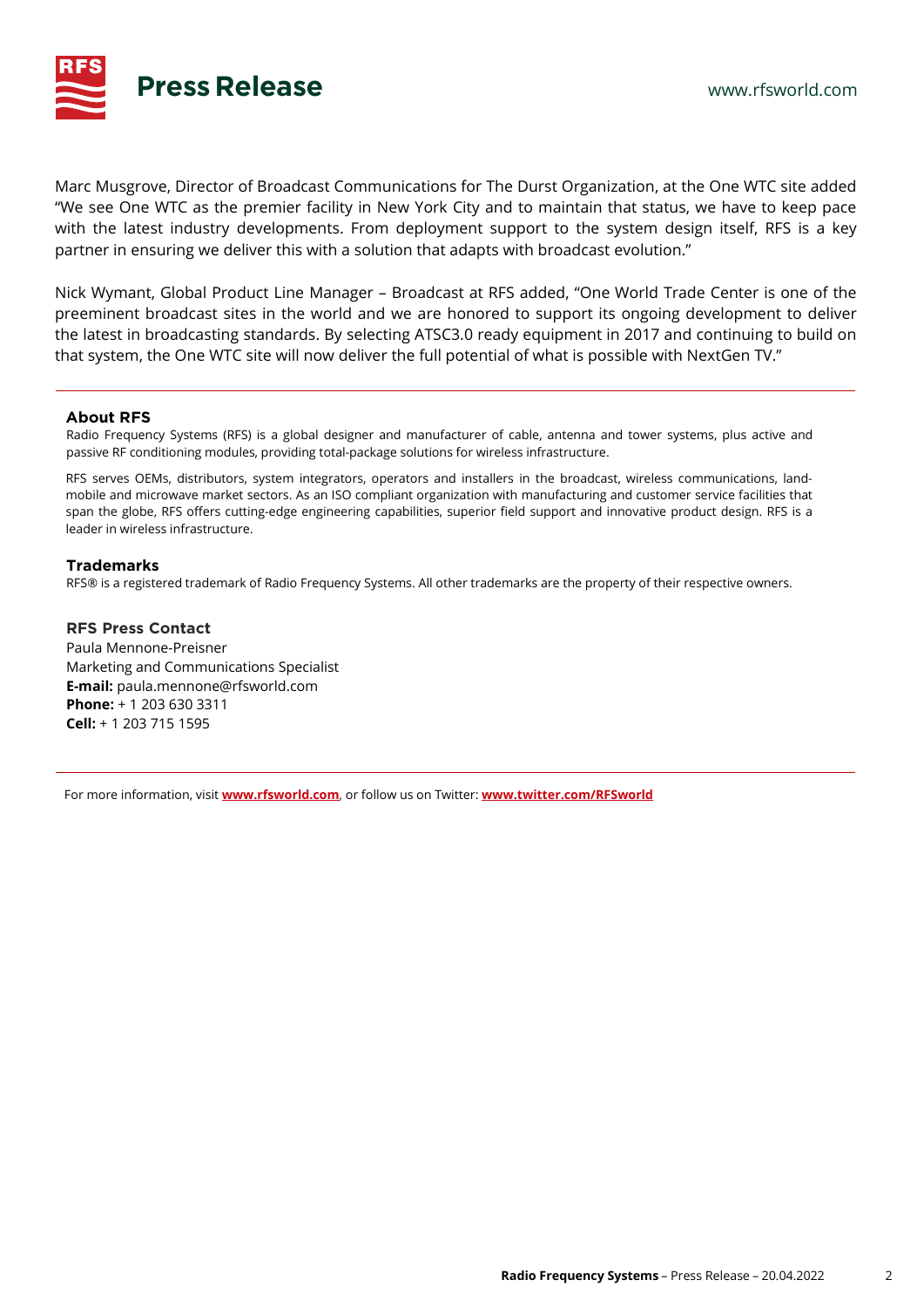Marc Musgrove, Director of Broadcast Communications for The Durst Organization, at the One WTC site added "We see One WTC as the premier facility in New York City and to maintain that status, we have to keep pace with the latest industry developments. From deployment support to the system design itself, RFS is a key partner in ensuring we deliver this with a solution that adapts with broadcast evolution."

Nick Wymant, Global Product Line Manager – Broadcast at RFS added, "One World Trade Center is one of the preeminent broadcast sites in the world and we are honored to support its ongoing development to deliver the latest in broadcasting standards. By selecting ATSC3.0 ready equipment in 2017 and continuing to build on that system, the One WTC site will now deliver the full potential of what is possible with NextGen TV."

---

### About RFS

Radio Frequency Systems (RFS) is a global designer and manufacturer of cable, antenna and tower systems, plus active and passive RF conditioning modules, providing total-package solutions for wireless infrastructure.

RFS serves OEMs, distributors, system integrators, operators and installers in the broadcast, wireless communications, land-mobile and microwave market sectors. As an ISO compliant organization with manufacturing and customer service facilities that span the globe, RFS offers cutting-edge engineering capabilities, superior field support and innovative product design. RFS is a leader in wireless infrastructure.

### Trademarks

RFS® is a registered trademark of Radio Frequency Systems. All other trademarks are the property of their respective owners.

### RFS Press Contact

Paula Mennone-Preisner
Marketing and Communications Specialist
**E-mail:** paula.mennone@rfsworld.com
**Phone:** + 1 203 630 3311
**Cell:** + 1 203 715 1595

---

For more information, visit **www.rfsworld.com**, or follow us on Twitter: **www.twitter.com/RFSworld**